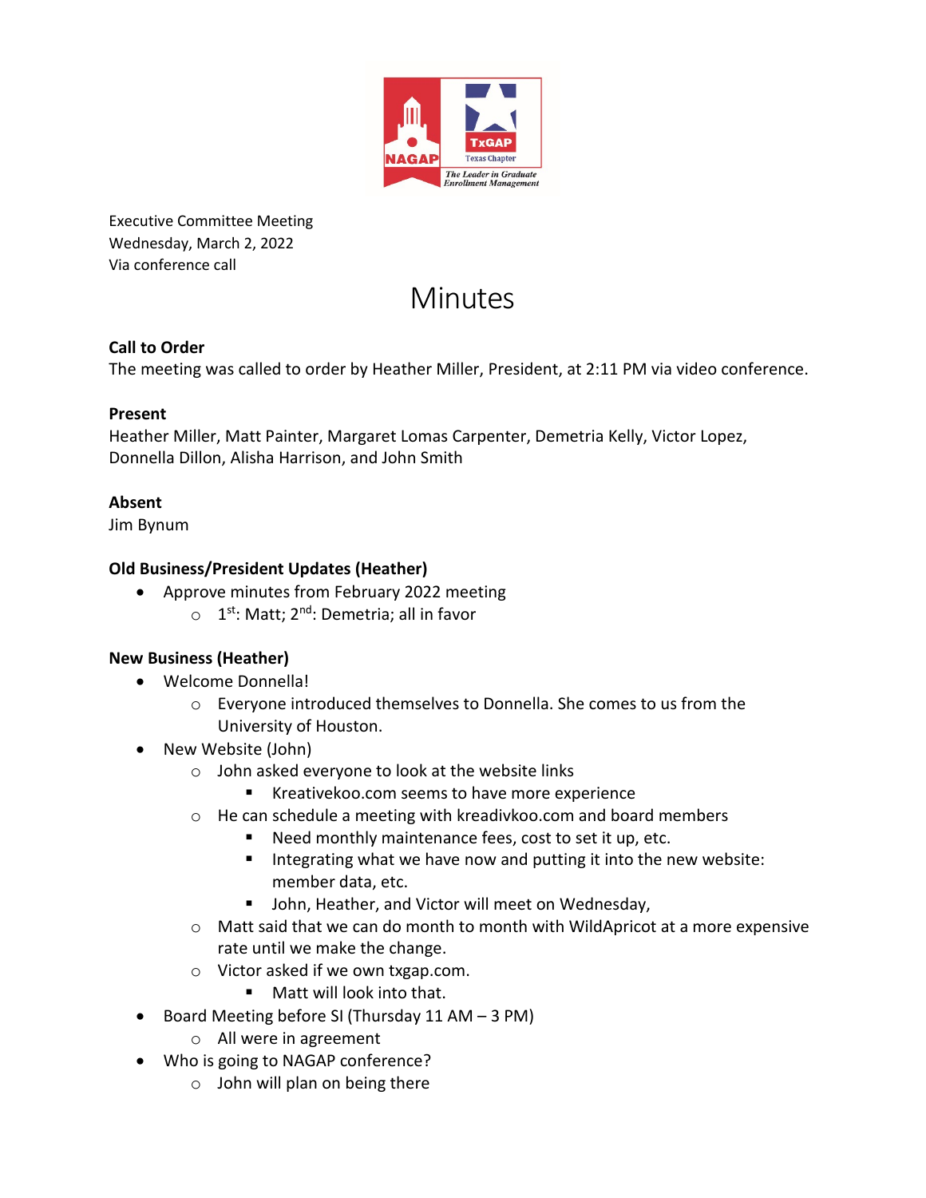Executive Committee Meeting
Wednesday, March 2, 2022
Via conference call

# Minutes

**Call to Order**
The meeting was called to order by Heather Miller, President, at 2:11 PM via video conference.

**Present**
Heather Miller, Matt Painter, Margaret Lomas Carpenter, Demetria Kelly, Victor Lopez, Donnella Dillon, Alisha Harrison, and John Smith

**Absent**
Jim Bynum

**Old Business/President Updates (Heather)**

- Approve minutes from February 2022 meeting
  - 1st: Matt; 2nd: Demetria; all in favor

**New Business (Heather)**

- Welcome Donnella!
  - Everyone introduced themselves to Donnella. She comes to us from the University of Houston.
- New Website (John)
  - John asked everyone to look at the website links
    - Kreativekoo.com seems to have more experience
  - He can schedule a meeting with kreadivkoo.com and board members
    - Need monthly maintenance fees, cost to set it up, etc.
    - Integrating what we have now and putting it into the new website: member data, etc.
    - John, Heather, and Victor will meet on Wednesday,
  - Matt said that we can do month to month with WildApricot at a more expensive rate until we make the change.
  - Victor asked if we own txgap.com.
    - Matt will look into that.
- Board Meeting before SI (Thursday 11 AM – 3 PM)
  - All were in agreement
- Who is going to NAGAP conference?
  - John will plan on being there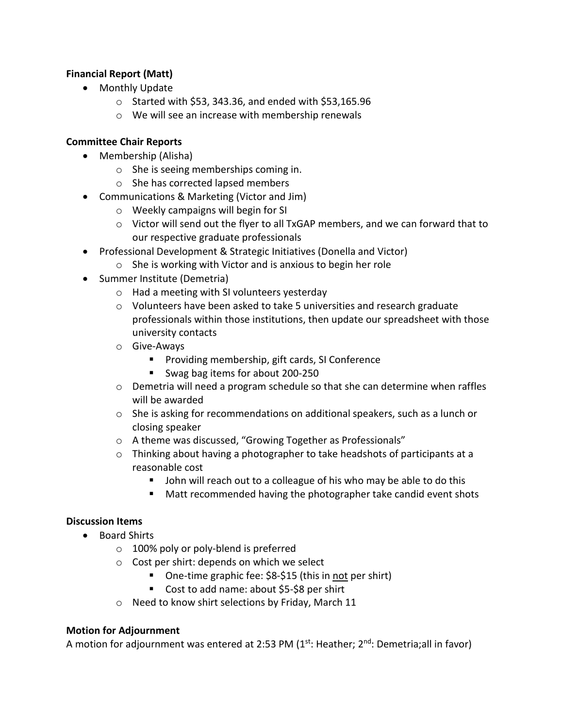**Financial Report (Matt)**

- Monthly Update
  - Started with $53, 343.36, and ended with $53,165.96
  - We will see an increase with membership renewals

**Committee Chair Reports**

- Membership (Alisha)
  - She is seeing memberships coming in.
  - She has corrected lapsed members
- Communications & Marketing (Victor and Jim)
  - Weekly campaigns will begin for SI
  - Victor will send out the flyer to all TxGAP members, and we can forward that to our respective graduate professionals
- Professional Development & Strategic Initiatives (Donella and Victor)
  - She is working with Victor and is anxious to begin her role
- Summer Institute (Demetria)
  - Had a meeting with SI volunteers yesterday
  - Volunteers have been asked to take 5 universities and research graduate professionals within those institutions, then update our spreadsheet with those university contacts
  - Give-Aways
    - Providing membership, gift cards, SI Conference
    - Swag bag items for about 200-250
  - Demetria will need a program schedule so that she can determine when raffles will be awarded
  - She is asking for recommendations on additional speakers, such as a lunch or closing speaker
  - A theme was discussed, "Growing Together as Professionals"
  - Thinking about having a photographer to take headshots of participants at a reasonable cost
    - John will reach out to a colleague of his who may be able to do this
    - Matt recommended having the photographer take candid event shots

**Discussion Items**

- Board Shirts
  - 100% poly or poly-blend is preferred
  - Cost per shirt: depends on which we select
    - One-time graphic fee: $8-$15 (this in <u>not</u> per shirt)
    - Cost to add name: about $5-$8 per shirt
  - Need to know shirt selections by Friday, March 11

**Motion for Adjournment**

A motion for adjournment was entered at 2:53 PM (1st: Heather; 2nd: Demetria;all in favor)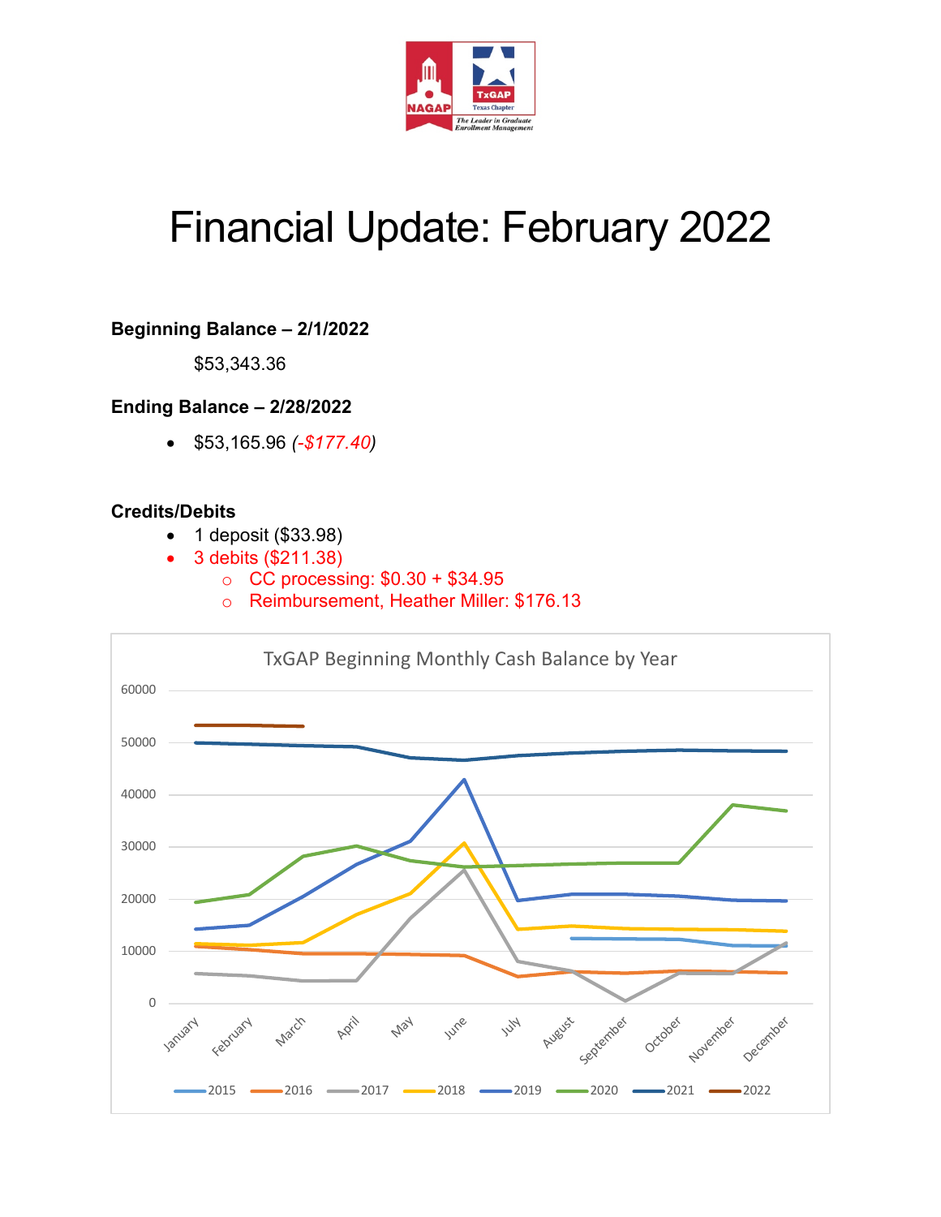# Financial Update: February 2022

**Beginning Balance – 2/1/2022**

$53,343.36

**Ending Balance – 2/28/2022**

- $53,165.96 *(-$177.40)*

**Credits/Debits**

- 1 deposit ($33.98)
- 3 debits ($211.38)
  - CC processing: $0.30 + $34.95
  - Reimbursement, Heather Miller: $176.13

TxGAP Beginning Monthly Cash Balance by Year

60000
50000
40000
30000
20000
10000
0

January
February
March
April
May
June
July
August
September
October
November
December

2015
2016
2017
2018
2019
2020
2021
2022